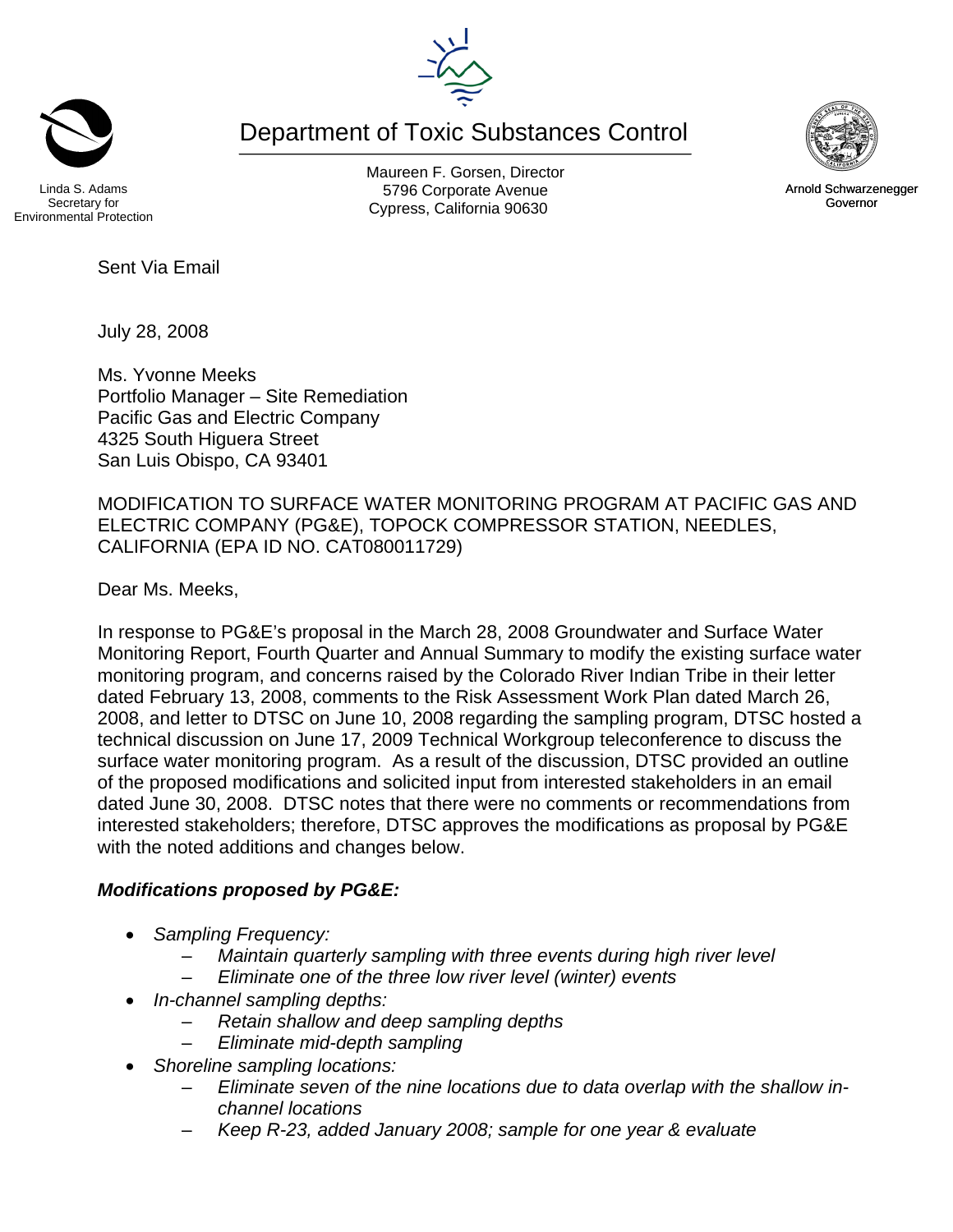Linda S. Adams
Secretary for
Environmental Protection

# Department of Toxic Substances Control

Maureen F. Gorsen, Director
5796 Corporate Avenue
Cypress, California 90630

Arnold Schwarzenegger
Governor

Sent Via Email

July 28, 2008

Ms. Yvonne Meeks
Portfolio Manager – Site Remediation
Pacific Gas and Electric Company
4325 South Higuera Street
San Luis Obispo, CA 93401

MODIFICATION TO SURFACE WATER MONITORING PROGRAM AT PACIFIC GAS AND ELECTRIC COMPANY (PG&E), TOPOCK COMPRESSOR STATION, NEEDLES, CALIFORNIA (EPA ID NO. CAT080011729)

Dear Ms. Meeks,

In response to PG&E's proposal in the March 28, 2008 Groundwater and Surface Water Monitoring Report, Fourth Quarter and Annual Summary to modify the existing surface water monitoring program, and concerns raised by the Colorado River Indian Tribe in their letter dated February 13, 2008, comments to the Risk Assessment Work Plan dated March 26, 2008, and letter to DTSC on June 10, 2008 regarding the sampling program, DTSC hosted a technical discussion on June 17, 2009 Technical Workgroup teleconference to discuss the surface water monitoring program. As a result of the discussion, DTSC provided an outline of the proposed modifications and solicited input from interested stakeholders in an email dated June 30, 2008. DTSC notes that there were no comments or recommendations from interested stakeholders; therefore, DTSC approves the modifications as proposal by PG&E with the noted additions and changes below.

***Modifications proposed by PG&E:***

- *Sampling Frequency:*
  - *Maintain quarterly sampling with three events during high river level*
  - *Eliminate one of the three low river level (winter) events*
- *In-channel sampling depths:*
  - *Retain shallow and deep sampling depths*
  - *Eliminate mid-depth sampling*
- *Shoreline sampling locations:*
  - *Eliminate seven of the nine locations due to data overlap with the shallow in-channel locations*
  - *Keep R-23, added January 2008; sample for one year & evaluate*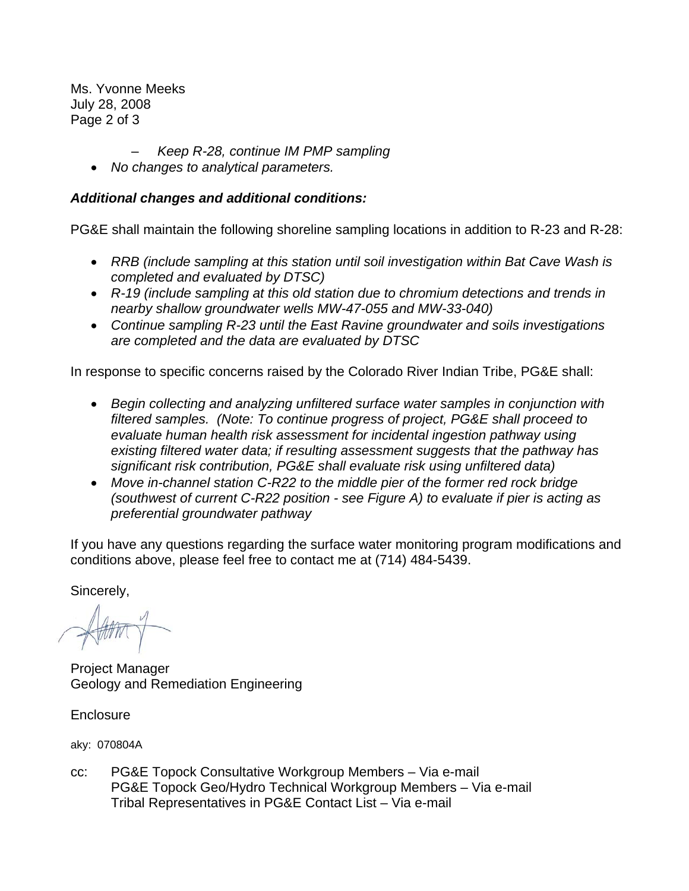- *Keep R-28, continue IM PMP sampling*

- *No changes to analytical parameters.*

***Additional changes and additional conditions:***

PG&E shall maintain the following shoreline sampling locations in addition to R-23 and R-28:

- *RRB (include sampling at this station until soil investigation within Bat Cave Wash is completed and evaluated by DTSC)*
- *R-19 (include sampling at this old station due to chromium detections and trends in nearby shallow groundwater wells MW-47-055 and MW-33-040)*
- *Continue sampling R-23 until the East Ravine groundwater and soils investigations are completed and the data are evaluated by DTSC*

In response to specific concerns raised by the Colorado River Indian Tribe, PG&E shall:

- *Begin collecting and analyzing unfiltered surface water samples in conjunction with filtered samples. (Note: To continue progress of project, PG&E shall proceed to evaluate human health risk assessment for incidental ingestion pathway using existing filtered water data; if resulting assessment suggests that the pathway has significant risk contribution, PG&E shall evaluate risk using unfiltered data)*
- *Move in-channel station C-R22 to the middle pier of the former red rock bridge (southwest of current C-R22 position - see Figure A) to evaluate if pier is acting as preferential groundwater pathway*

If you have any questions regarding the surface water monitoring program modifications and conditions above, please feel free to contact me at (714) 484-5439.

Sincerely,

Project Manager
Geology and Remediation Engineering

Enclosure

aky: 070804A

cc: PG&E Topock Consultative Workgroup Members – Via e-mail
PG&E Topock Geo/Hydro Technical Workgroup Members – Via e-mail
Tribal Representatives in PG&E Contact List – Via e-mail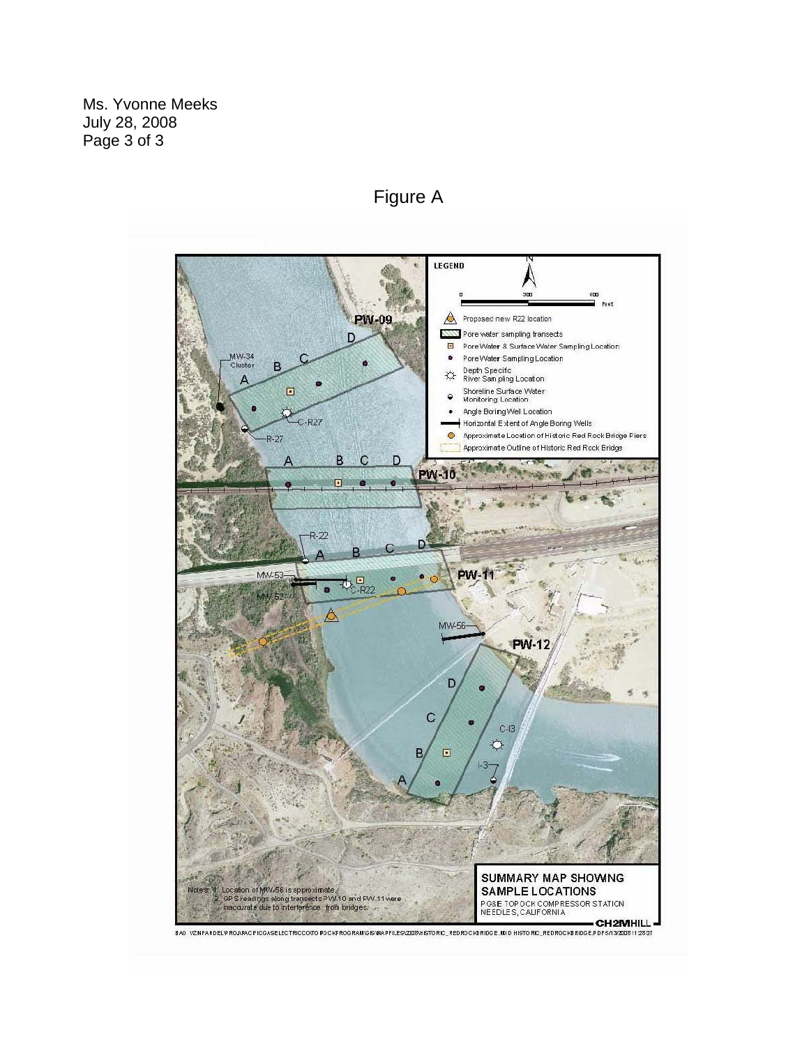Ms. Yvonne Meeks
July 28, 2008

# Figure A

LEGEND

N

0 300 600 Feet

Proposed new R22 location

Pore water sampling transects

Pore Water & Surface Water Sampling Location

Pore Water Sampling Location

Depth Specific River Sampling Location

Shoreline Surface Water Monitoring Location

Angle Boring Well Location

Horizontal Extent of Angle Boring Wells

Approximate Location of Historic Red Rock Bridge Piers

Approximate Outline of Historic Red Rock Bridge

PW-09

A B C D

MW-34 Cluster

C-R27

R-27

PW-10

A B C D

R-22

PW-11

A B C D

MW-53

MW-52

C-R22

MW-56

PW-12

A B C D

C-I3

I-3

Notes: 1. Location of MW-56 is approximate.
2. GPS readings along transects PW-10 and PW-11 were inaccurate due to interference from bridges.

SUMMARY MAP SHOWING SAMPLE LOCATIONS

PG&E TOPOCK COMPRESSOR STATION
NEEDLES, CALIFORNIA

CH2MHILL

BAO \\ZINFANDEL\PROJ\PACIFICGASELECTRICCO\TOPOCKPROGRAM\GIS\MAPFILES\2008\HISTORIC_REDROCKBRIDGE.MXD HISTORIC_REDROCKBRIDGE.PDF 5/13/2008 11:28:07